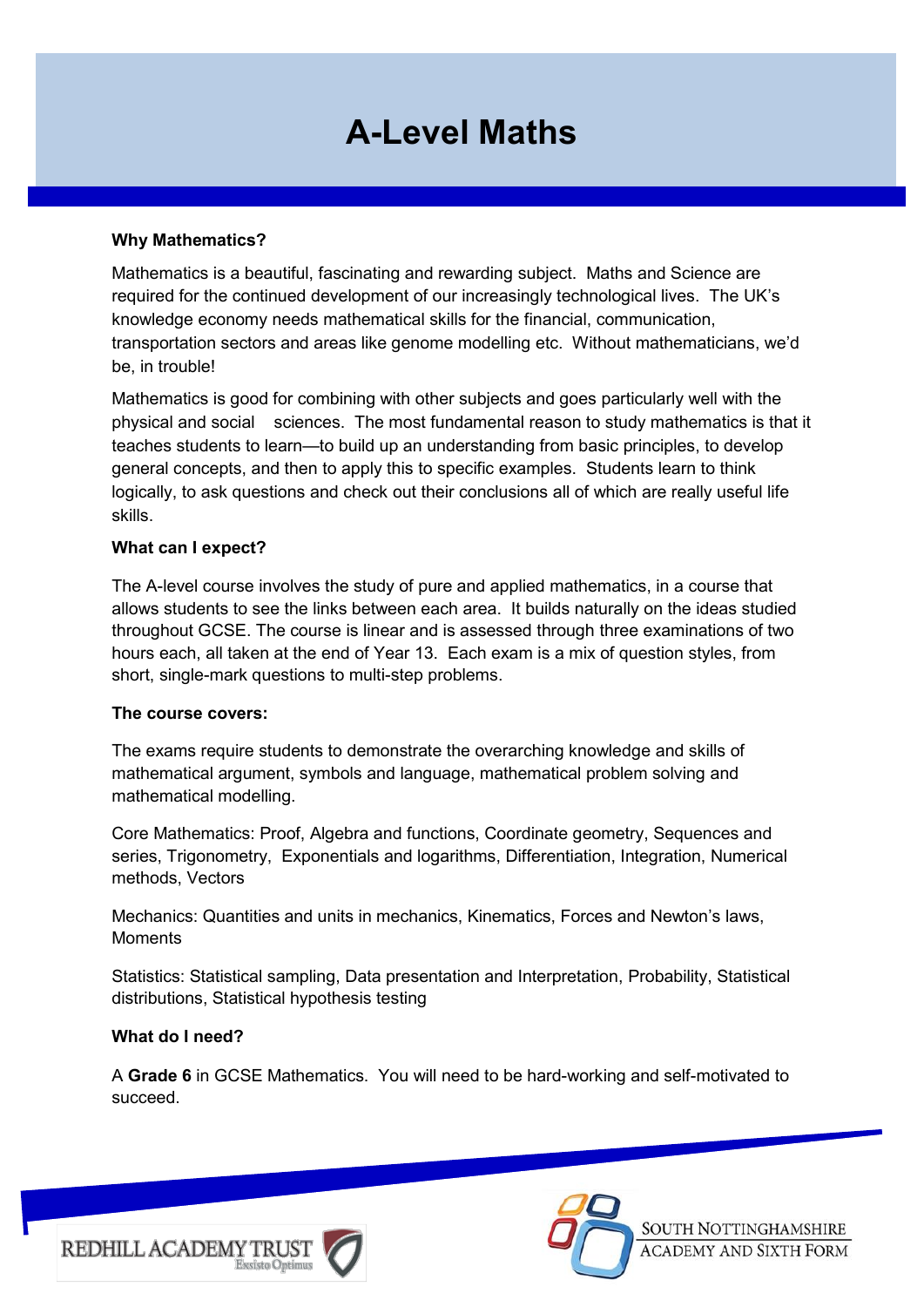# A-Level Maths

### Why Mathematics?

Mathematics is a beautiful, fascinating and rewarding subject. Maths and Science are required for the continued development of our increasingly technological lives. The UK's knowledge economy needs mathematical skills for the financial, communication, transportation sectors and areas like genome modelling etc. Without mathematicians, we'd be, in trouble!

Mathematics is good for combining with other subjects and goes particularly well with the physical and social sciences. The most fundamental reason to study mathematics is that it teaches students to learn—to build up an understanding from basic principles, to develop general concepts, and then to apply this to specific examples. Students learn to think logically, to ask questions and check out their conclusions all of which are really useful life skills.

### What can I expect?

The A-level course involves the study of pure and applied mathematics, in a course that allows students to see the links between each area. It builds naturally on the ideas studied throughout GCSE. The course is linear and is assessed through three examinations of two hours each, all taken at the end of Year 13. Each exam is a mix of question styles, from short, single-mark questions to multi-step problems.

### The course covers:

The exams require students to demonstrate the overarching knowledge and skills of mathematical argument, symbols and language, mathematical problem solving and mathematical modelling.

Core Mathematics: Proof, Algebra and functions, Coordinate geometry, Sequences and series, Trigonometry, Exponentials and logarithms, Differentiation, Integration, Numerical methods, Vectors

Mechanics: Quantities and units in mechanics, Kinematics, Forces and Newton's laws, Moments

Statistics: Statistical sampling, Data presentation and Interpretation, Probability, Statistical distributions, Statistical hypothesis testing

### What do I need?

A **Grade 6** in GCSE Mathematics. You will need to be hard-working and self-motivated to succeed.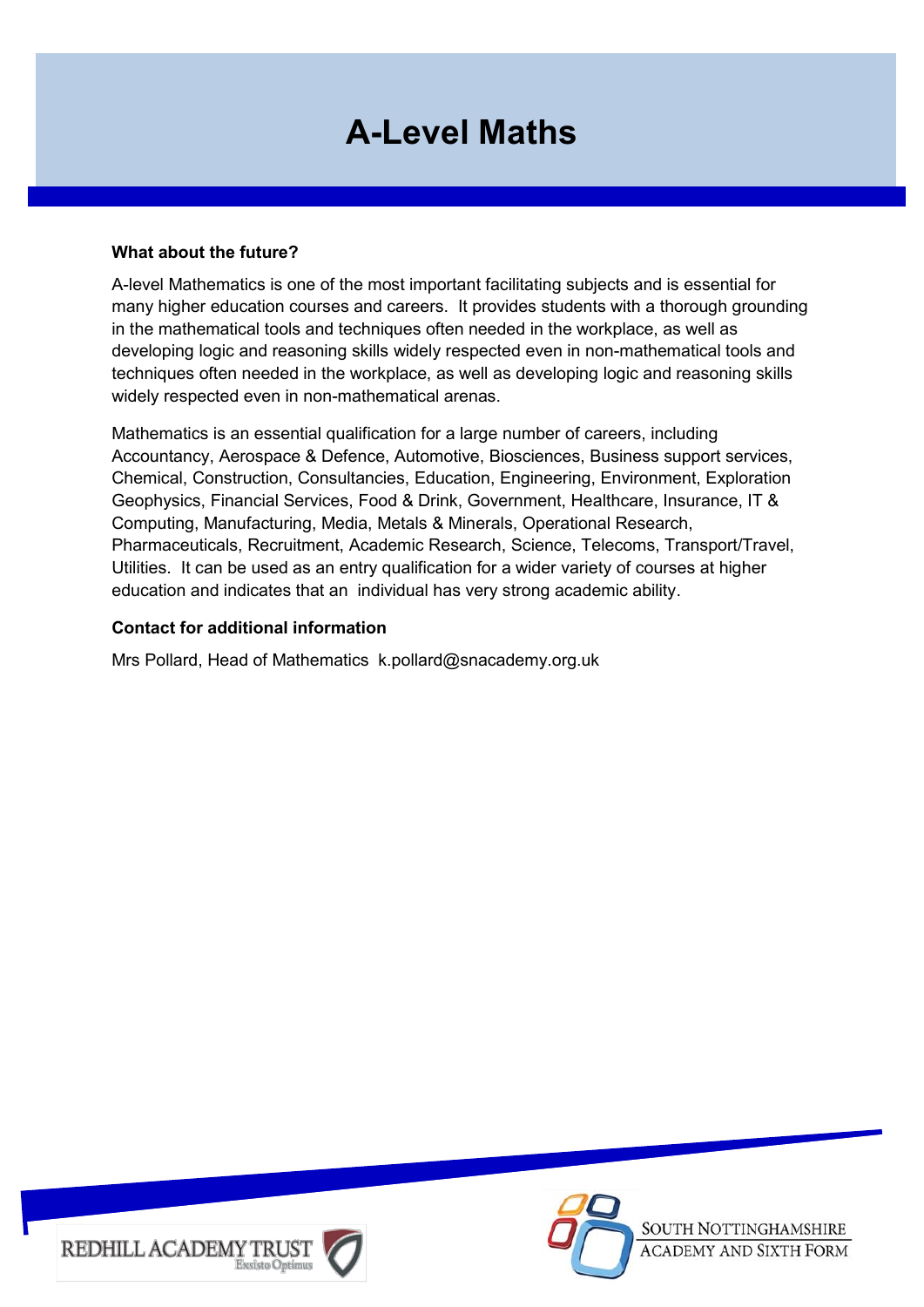# A-Level Maths

**What about the future?**

A-level Mathematics is one of the most important facilitating subjects and is essential for many higher education courses and careers. It provides students with a thorough grounding in the mathematical tools and techniques often needed in the workplace, as well as developing logic and reasoning skills widely respected even in non-mathematical tools and techniques often needed in the workplace, as well as developing logic and reasoning skills widely respected even in non-mathematical arenas.

Mathematics is an essential qualification for a large number of careers, including Accountancy, Aerospace & Defence, Automotive, Biosciences, Business support services, Chemical, Construction, Consultancies, Education, Engineering, Environment, Exploration Geophysics, Financial Services, Food & Drink, Government, Healthcare, Insurance, IT & Computing, Manufacturing, Media, Metals & Minerals, Operational Research, Pharmaceuticals, Recruitment, Academic Research, Science, Telecoms, Transport/Travel, Utilities. It can be used as an entry qualification for a wider variety of courses at higher education and indicates that an individual has very strong academic ability.

**Contact for additional information**

Mrs Pollard, Head of Mathematics k.pollard@snacademy.org.uk

REDHILL ACADEMY TRUST
Exsisto Optimus

SOUTH NOTTINGHAMSHIRE ACADEMY AND SIXTH FORM